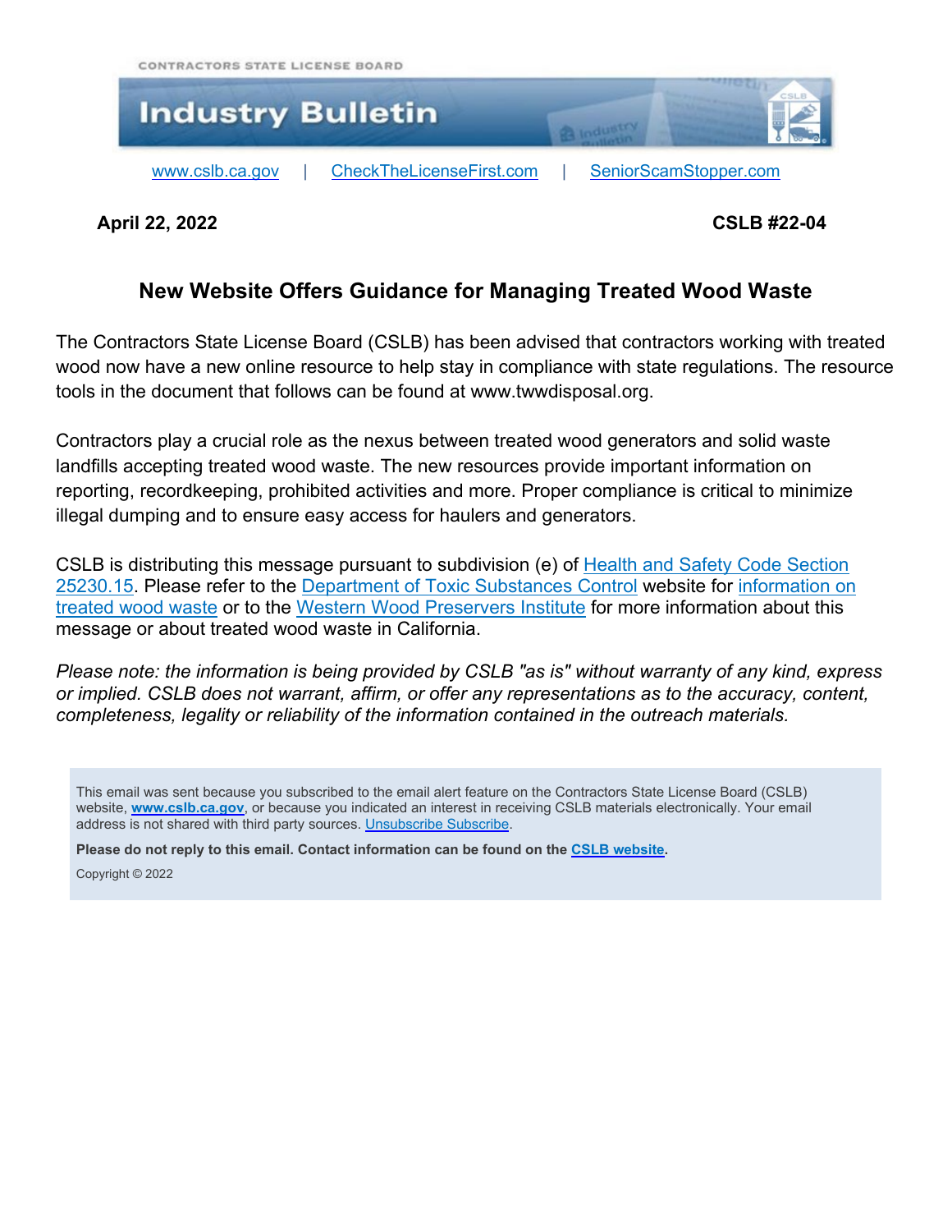CONTRACTORS STATE LICENSE BOARD

# Industry Bulletin

www.cslb.ca.gov | CheckTheLicenseFirst.com | SeniorScamStopper.com

**April 22, 2022** **CSLB #22-04**

## New Website Offers Guidance for Managing Treated Wood Waste

The Contractors State License Board (CSLB) has been advised that contractors working with treated wood now have a new online resource to help stay in compliance with state regulations. The resource tools in the document that follows can be found at www.twwdisposal.org.

Contractors play a crucial role as the nexus between treated wood generators and solid waste landfills accepting treated wood waste. The new resources provide important information on reporting, recordkeeping, prohibited activities and more. Proper compliance is critical to minimize illegal dumping and to ensure easy access for haulers and generators.

CSLB is distributing this message pursuant to subdivision (e) of Health and Safety Code Section 25230.15. Please refer to the Department of Toxic Substances Control website for information on treated wood waste or to the Western Wood Preservers Institute for more information about this message or about treated wood waste in California.

*Please note: the information is being provided by CSLB "as is" without warranty of any kind, express or implied. CSLB does not warrant, affirm, or offer any representations as to the accuracy, content, completeness, legality or reliability of the information contained in the outreach materials.*

This email was sent because you subscribed to the email alert feature on the Contractors State License Board (CSLB) website, **www.cslb.ca.gov**, or because you indicated an interest in receiving CSLB materials electronically. Your email address is not shared with third party sources. Unsubscribe Subscribe.

**Please do not reply to this email. Contact information can be found on the CSLB website.**

Copyright © 2022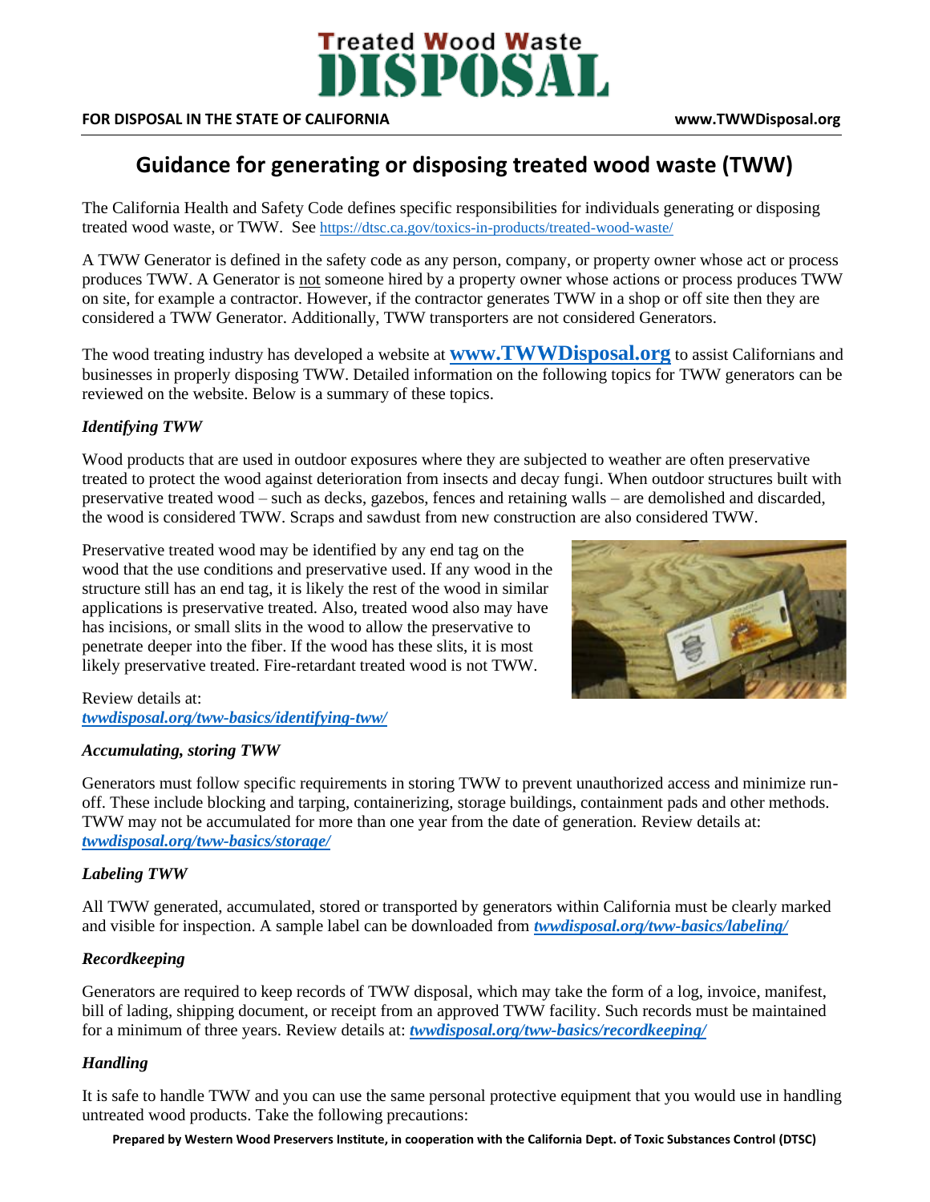# Treated Wood Waste DISPOSAL

**FOR DISPOSAL IN THE STATE OF CALIFORNIA** **www.TWWDisposal.org**

## Guidance for generating or disposing treated wood waste (TWW)

The California Health and Safety Code defines specific responsibilities for individuals generating or disposing treated wood waste, or TWW. See https://dtsc.ca.gov/toxics-in-products/treated-wood-waste/

A TWW Generator is defined in the safety code as any person, company, or property owner whose act or process produces TWW. A Generator is not someone hired by a property owner whose actions or process produces TWW on site, for example a contractor. However, if the contractor generates TWW in a shop or off site then they are considered a TWW Generator. Additionally, TWW transporters are not considered Generators.

The wood treating industry has developed a website at **www.TWWDisposal.org** to assist Californians and businesses in properly disposing TWW. Detailed information on the following topics for TWW generators can be reviewed on the website. Below is a summary of these topics.

### *Identifying TWW*

Wood products that are used in outdoor exposures where they are subjected to weather are often preservative treated to protect the wood against deterioration from insects and decay fungi. When outdoor structures built with preservative treated wood – such as decks, gazebos, fences and retaining walls – are demolished and discarded, the wood is considered TWW. Scraps and sawdust from new construction are also considered TWW.

Preservative treated wood may be identified by any end tag on the wood that the use conditions and preservative used. If any wood in the structure still has an end tag, it is likely the rest of the wood in similar applications is preservative treated. Also, treated wood also may have has incisions, or small slits in the wood to allow the preservative to penetrate deeper into the fiber. If the wood has these slits, it is most likely preservative treated. Fire-retardant treated wood is not TWW.

Review details at: ***twwdisposal.org/tww-basics/identifying-tww/***

### *Accumulating, storing TWW*

Generators must follow specific requirements in storing TWW to prevent unauthorized access and minimize run-off. These include blocking and tarping, containerizing, storage buildings, containment pads and other methods. TWW may not be accumulated for more than one year from the date of generation. Review details at: ***twwdisposal.org/tww-basics/storage/***

### *Labeling TWW*

All TWW generated, accumulated, stored or transported by generators within California must be clearly marked and visible for inspection. A sample label can be downloaded from ***twwdisposal.org/tww-basics/labeling/***

### *Recordkeeping*

Generators are required to keep records of TWW disposal, which may take the form of a log, invoice, manifest, bill of lading, shipping document, or receipt from an approved TWW facility. Such records must be maintained for a minimum of three years. Review details at: ***twwdisposal.org/tww-basics/recordkeeping/***

### *Handling*

It is safe to handle TWW and you can use the same personal protective equipment that you would use in handling untreated wood products. Take the following precautions:

**Prepared by Western Wood Preservers Institute, in cooperation with the California Dept. of Toxic Substances Control (DTSC)**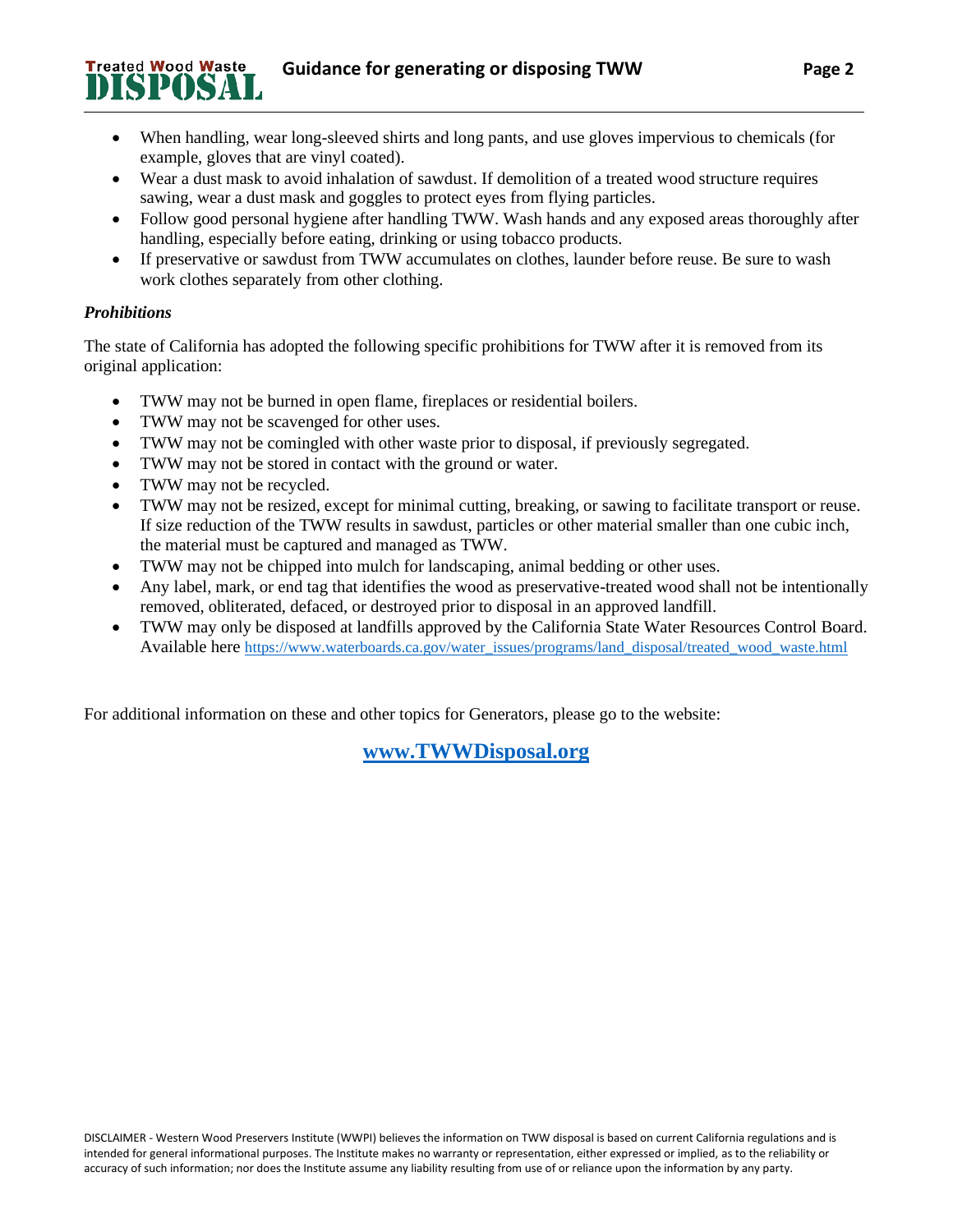- When handling, wear long-sleeved shirts and long pants, and use gloves impervious to chemicals (for example, gloves that are vinyl coated).
- Wear a dust mask to avoid inhalation of sawdust. If demolition of a treated wood structure requires sawing, wear a dust mask and goggles to protect eyes from flying particles.
- Follow good personal hygiene after handling TWW. Wash hands and any exposed areas thoroughly after handling, especially before eating, drinking or using tobacco products.
- If preservative or sawdust from TWW accumulates on clothes, launder before reuse. Be sure to wash work clothes separately from other clothing.

***Prohibitions***

The state of California has adopted the following specific prohibitions for TWW after it is removed from its original application:

- TWW may not be burned in open flame, fireplaces or residential boilers.
- TWW may not be scavenged for other uses.
- TWW may not be comingled with other waste prior to disposal, if previously segregated.
- TWW may not be stored in contact with the ground or water.
- TWW may not be recycled.
- TWW may not be resized, except for minimal cutting, breaking, or sawing to facilitate transport or reuse. If size reduction of the TWW results in sawdust, particles or other material smaller than one cubic inch, the material must be captured and managed as TWW.
- TWW may not be chipped into mulch for landscaping, animal bedding or other uses.
- Any label, mark, or end tag that identifies the wood as preservative-treated wood shall not be intentionally removed, obliterated, defaced, or destroyed prior to disposal in an approved landfill.
- TWW may only be disposed at landfills approved by the California State Water Resources Control Board. Available here https://www.waterboards.ca.gov/water_issues/programs/land_disposal/treated_wood_waste.html

For additional information on these and other topics for Generators, please go to the website:

**www.TWWDisposal.org**

DISCLAIMER - Western Wood Preservers Institute (WWPI) believes the information on TWW disposal is based on current California regulations and is intended for general informational purposes. The Institute makes no warranty or representation, either expressed or implied, as to the reliability or accuracy of such information; nor does the Institute assume any liability resulting from use of or reliance upon the information by any party.